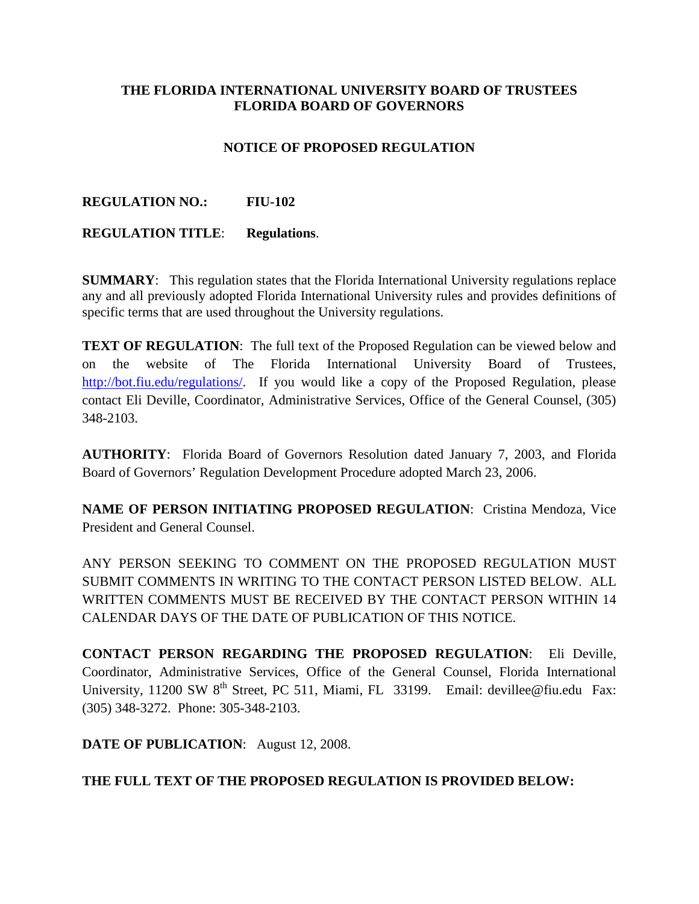**THE FLORIDA INTERNATIONAL UNIVERSITY BOARD OF TRUSTEES**
**FLORIDA BOARD OF GOVERNORS**

**NOTICE OF PROPOSED REGULATION**

**REGULATION NO.:** **FIU-102**

**REGULATION TITLE**: **Regulations**.

**SUMMARY**: This regulation states that the Florida International University regulations replace any and all previously adopted Florida International University rules and provides definitions of specific terms that are used throughout the University regulations.

**TEXT OF REGULATION**: The full text of the Proposed Regulation can be viewed below and on the website of The Florida International University Board of Trustees, http://bot.fiu.edu/regulations/. If you would like a copy of the Proposed Regulation, please contact Eli Deville, Coordinator, Administrative Services, Office of the General Counsel, (305) 348-2103.

**AUTHORITY**: Florida Board of Governors Resolution dated January 7, 2003, and Florida Board of Governors' Regulation Development Procedure adopted March 23, 2006.

**NAME OF PERSON INITIATING PROPOSED REGULATION**: Cristina Mendoza, Vice President and General Counsel.

ANY PERSON SEEKING TO COMMENT ON THE PROPOSED REGULATION MUST SUBMIT COMMENTS IN WRITING TO THE CONTACT PERSON LISTED BELOW. ALL WRITTEN COMMENTS MUST BE RECEIVED BY THE CONTACT PERSON WITHIN 14 CALENDAR DAYS OF THE DATE OF PUBLICATION OF THIS NOTICE.

**CONTACT PERSON REGARDING THE PROPOSED REGULATION**: Eli Deville, Coordinator, Administrative Services, Office of the General Counsel, Florida International University, 11200 SW 8th Street, PC 511, Miami, FL 33199. Email: devillee@fiu.edu Fax: (305) 348-3272. Phone: 305-348-2103.

**DATE OF PUBLICATION**: August 12, 2008.

**THE FULL TEXT OF THE PROPOSED REGULATION IS PROVIDED BELOW:**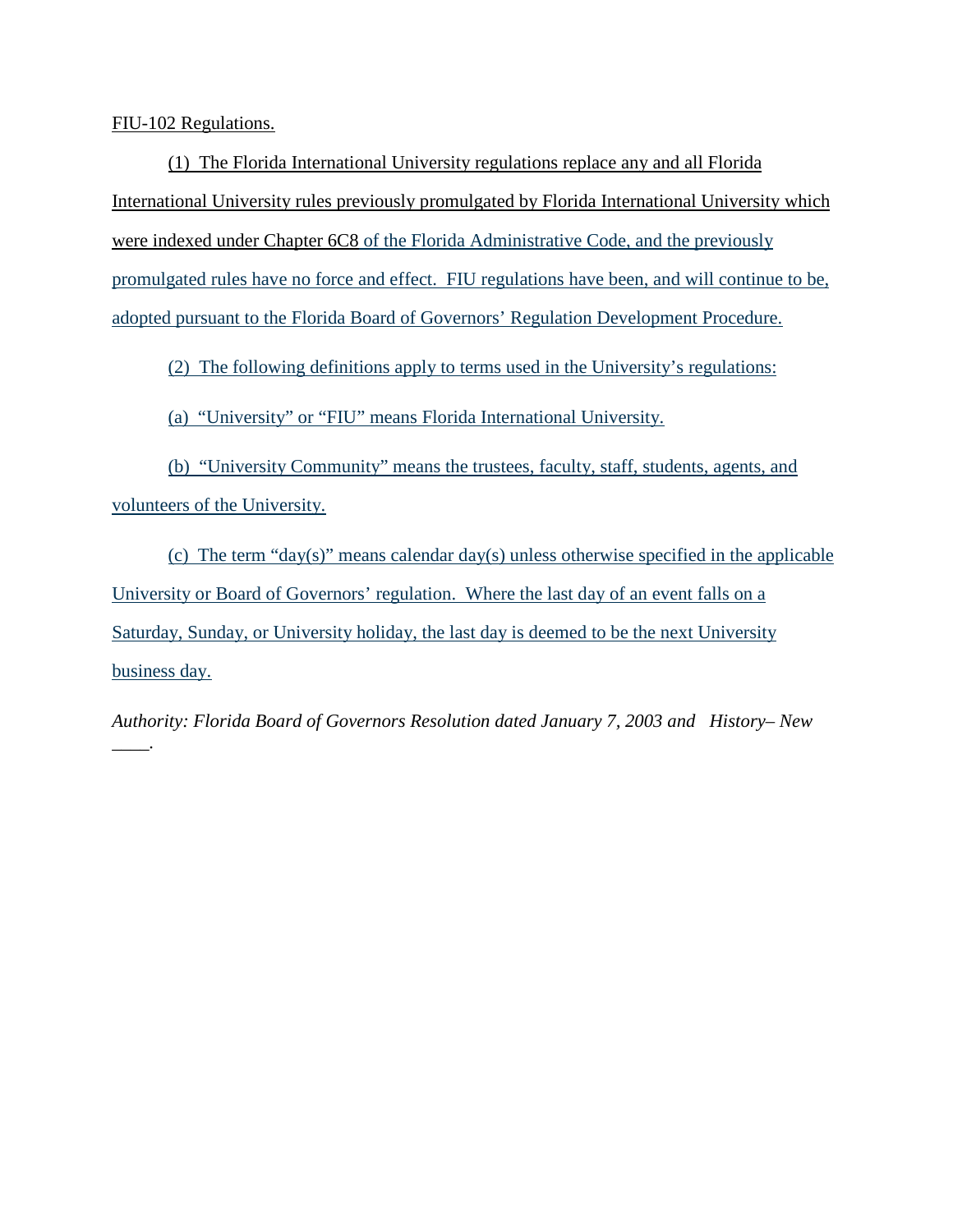FIU-102 Regulations.

(1) The Florida International University regulations replace any and all Florida International University rules previously promulgated by Florida International University which were indexed under Chapter 6C8 of the Florida Administrative Code, and the previously promulgated rules have no force and effect. FIU regulations have been, and will continue to be, adopted pursuant to the Florida Board of Governors' Regulation Development Procedure.

(2) The following definitions apply to terms used in the University's regulations:

(a) "University" or "FIU" means Florida International University.

(b) "University Community" means the trustees, faculty, staff, students, agents, and volunteers of the University.

(c) The term "day(s)" means calendar day(s) unless otherwise specified in the applicable University or Board of Governors' regulation. Where the last day of an event falls on a Saturday, Sunday, or University holiday, the last day is deemed to be the next University business day.

*Authority: Florida Board of Governors Resolution dated January 7, 2003 and History– New ____.*